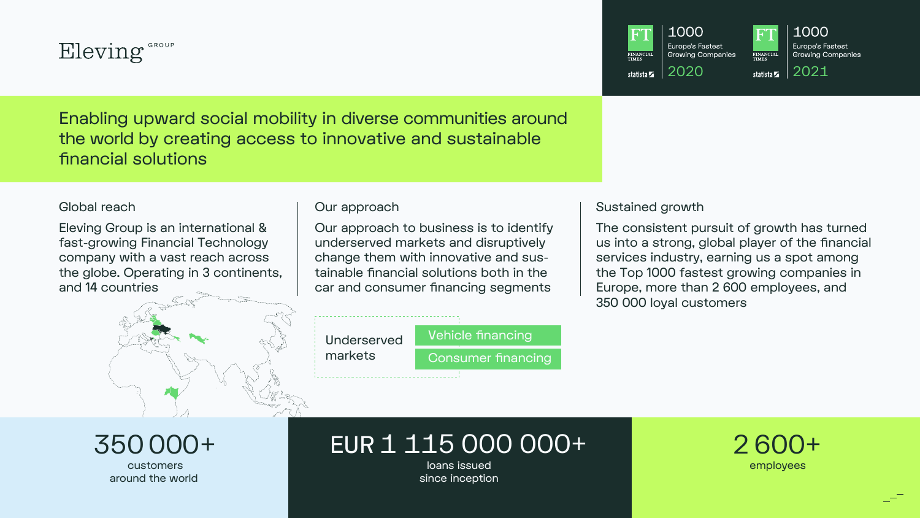Eleving GROUP

**FT** 1000 Europe's Fastest Growing Companies 2020 — Financial Times, statista

**FT** 1000 Europe's Fastest Growing Companies 2021 — Financial Times, statista

## Enabling upward social mobility in diverse communities around the world by creating access to innovative and sustainable financial solutions

### Global reach

Eleving Group is an international & fast-growing Financial Technology company with a vast reach across the globe. Operating in 3 continents, and 14 countries

### Our approach

Our approach to business is to identify underserved markets and disruptively change them with innovative and sustainable financial solutions both in the car and consumer financing segments

Underserved markets

- Vehicle financing
- Consumer financing

### Sustained growth

The consistent pursuit of growth has turned us into a strong, global player of the financial services industry, earning us a spot among the Top 1000 fastest growing companies in Europe, more than 2 600 employees, and 350 000 loyal customers

**350 000+**
customers around the world

**EUR 1 115 000 000+**
loans issued since inception

**2 600+**
employees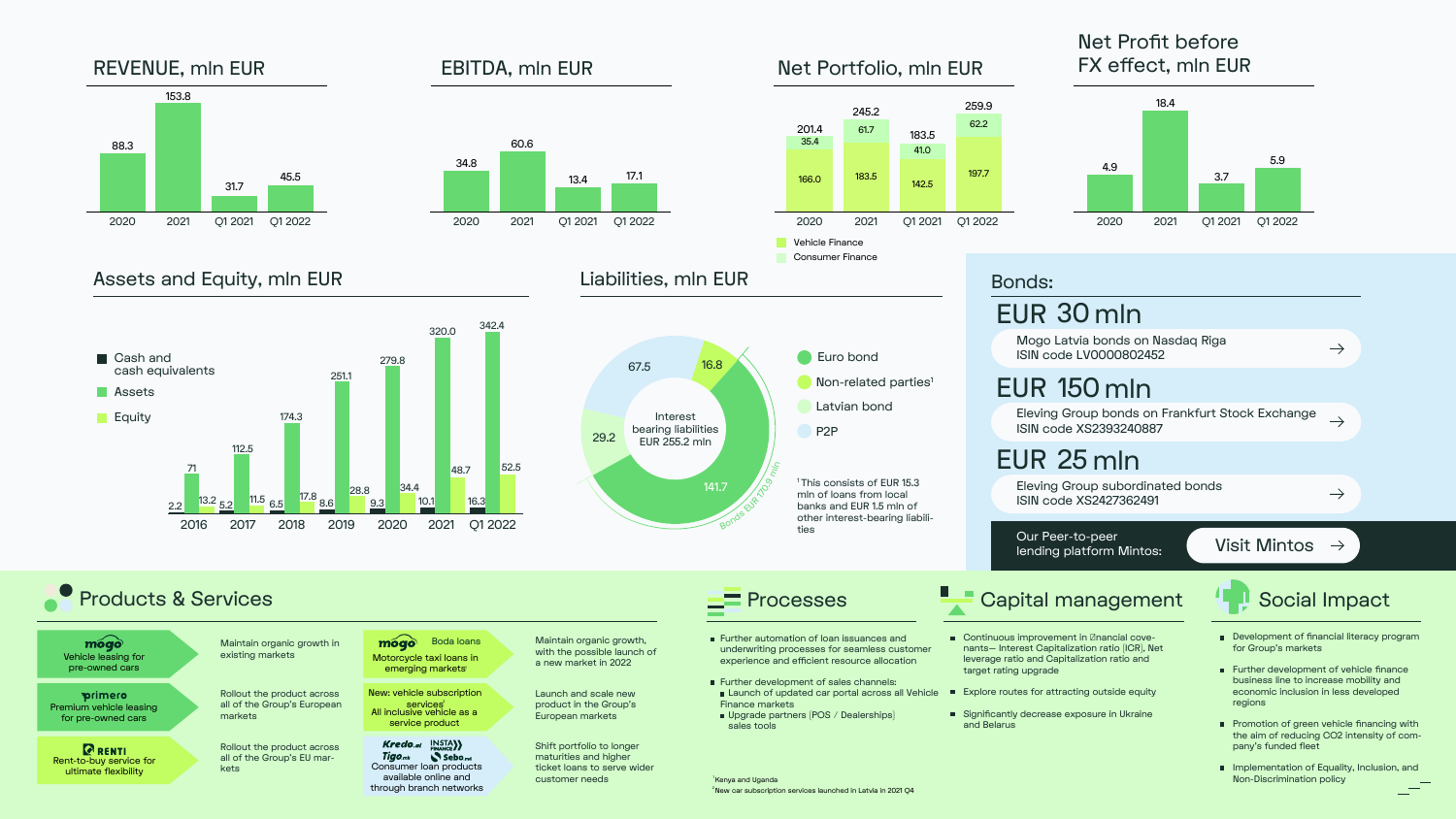## REVENUE, mln EUR

88.3
153.8
31.7
45.5
2020
2021
Q1 2021
Q1 2022

## EBITDA, mln EUR

34.8
60.6
13.4
17.1
2020
2021
Q1 2021
Q1 2022

## Net Portfolio, mln EUR

201.4
35.4
166.0
245.2
61.7
183.5
183.5
41.0
142.5
259.9
62.2
197.7
2020
2021
Q1 2021
Q1 2022

Vehicle Finance
Consumer Finance

## Net Profit before FX effect, mln EUR

4.9
18.4
3.7
5.9
2020
2021
Q1 2021
Q1 2022

## Assets and Equity, mln EUR

Cash and cash equivalents
Assets
Equity

2.2
71
13.2
5.2
112.5
11.5
6.5
174.3
17.8
8.6
251.1
28.8
9.3
279.8
34.4
10.1
320.0
48.7
16.3
342.4
52.5
2016
2017
2018
2019
2020
2021
Q1 2022

## Liabilities, mln EUR

Interest bearing liabilities EUR 255.2 mln

67.5
16.8
29.2
141.7
Bonds EUR 170.9 mln

Euro bond
Non-related parties[1]
Latvian bond
P2P

[1] This consists of EUR 15.3 mln of loans from local banks and EUR 1.5 mln of other interest-bearing liabilities

## Bonds:

**EUR 30 mln**

Mogo Latvia bonds on Nasdaq Riga
ISIN code LV0000802452 →

**EUR 150 mln**

Eleving Group bonds on Frankfurt Stock Exchange
ISIN code XS2393240887 →

**EUR 25 mln**

Eleving Group subordinated bonds
ISIN code XS2427362491 →

Our Peer-to-peer lending platform Mintos: Visit Mintos →

## Products & Services

| | |
|---|---|
| **mogo** Vehicle leasing for pre-owned cars | Maintain organic growth in existing markets |
| **primero** Premium vehicle leasing for pre-owned cars | Rollout the product across all of the Group's European markets |
| **RENTI** Rent-to-buy service for ultimate flexibility | Rollout the product across all of the Group's EU markets |
| **mogo** Boda loans Motorcycle taxi loans in emerging markets[1] | Maintain organic growth, with the possible launch of a new market in 2022 |
| New: vehicle subscription services[2] All inclusive vehicle as a service product | Launch and scale new product in the Group's European markets |
| Kredo, Tigo, INSTA FINANCE, Sebo Consumer loan products available online and through branch networks | Shift portfolio to longer maturities and higher ticket loans to serve wider customer needs |

## Processes

- Further automation of loan issuances and underwriting processes for seamless customer experience and efficient resource allocation
- Further development of sales channels:
  - Launch of updated car portal across all Vehicle Finance markets
  - Upgrade partners (POS / Dealerships) sales tools

[1] Kenya and Uganda
[2] New car subscription services launched in Latvia in 2021 Q4

## Capital management

- Continuous improvement in financial covenants— Interest Capitalization ratio (ICR), Net leverage ratio and Capitalization ratio and target rating upgrade
- Explore routes for attracting outside equity
- Significantly decrease exposure in Ukraine and Belarus

## Social Impact

- Development of financial literacy program for Group's markets
- Further development of vehicle finance business line to increase mobility and economic inclusion in less developed regions
- Promotion of green vehicle financing with the aim of reducing CO2 intensity of company's funded fleet
- Implementation of Equality, Inclusion, and Non-Discrimination policy